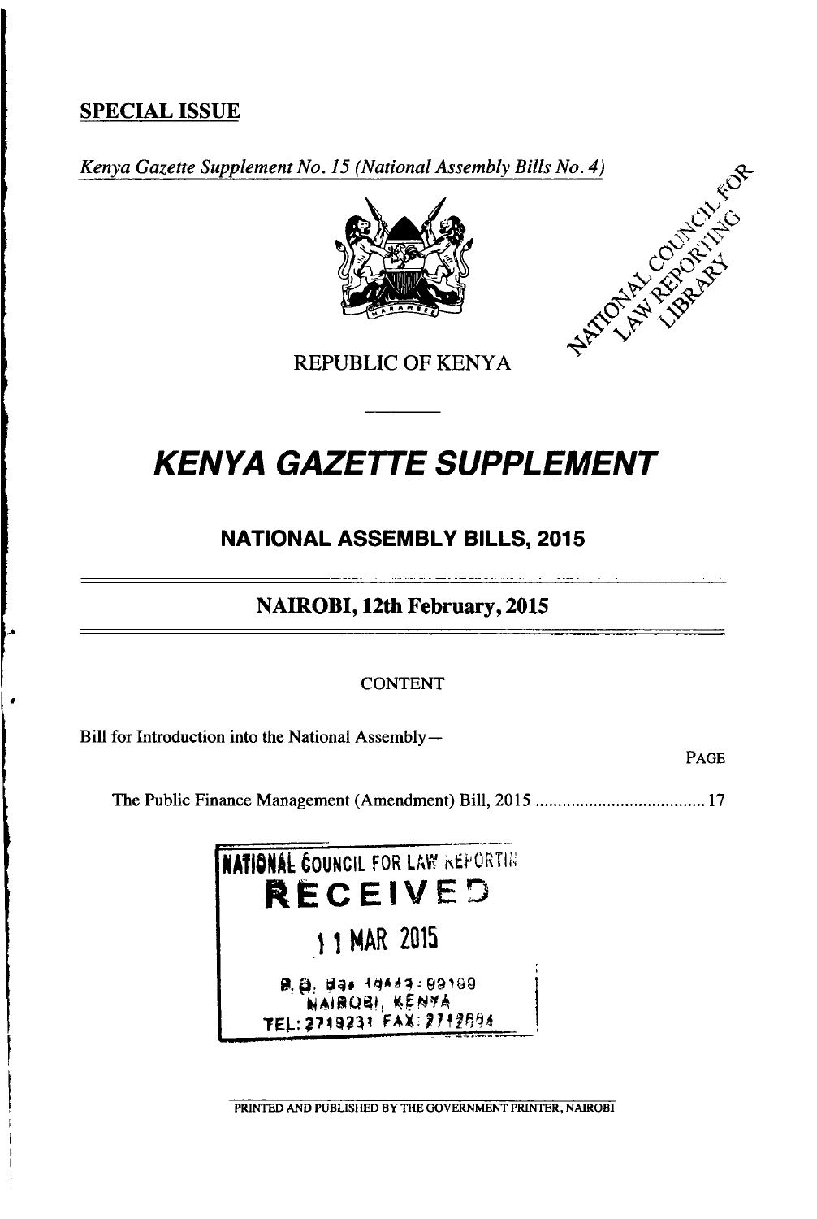**SPECIAL ISSUE**

*Kenya Gazette Supplement No. 15 (National Assembly Bills No. 4)*

REPUBLIC OF KENYA

# KENYA GAZETTE SUPPLEMENT

## NATIONAL ASSEMBLY BILLS, 2015

### NAIROBI, 12th February, 2015

CONTENT

Bill for Introduction into the National Assembly—

PAGE

The Public Finance Management (Amendment) Bill, 2015 ...................................... 17

NATIONAL COUNCIL FOR LAW REPORTING
RECEIVED
11 MAR 2015
P.O. Box 10443-00100
NAIROBI, KENYA
TEL: 2719231 FAX: 2712694

PRINTED AND PUBLISHED BY THE GOVERNMENT PRINTER, NAIROBI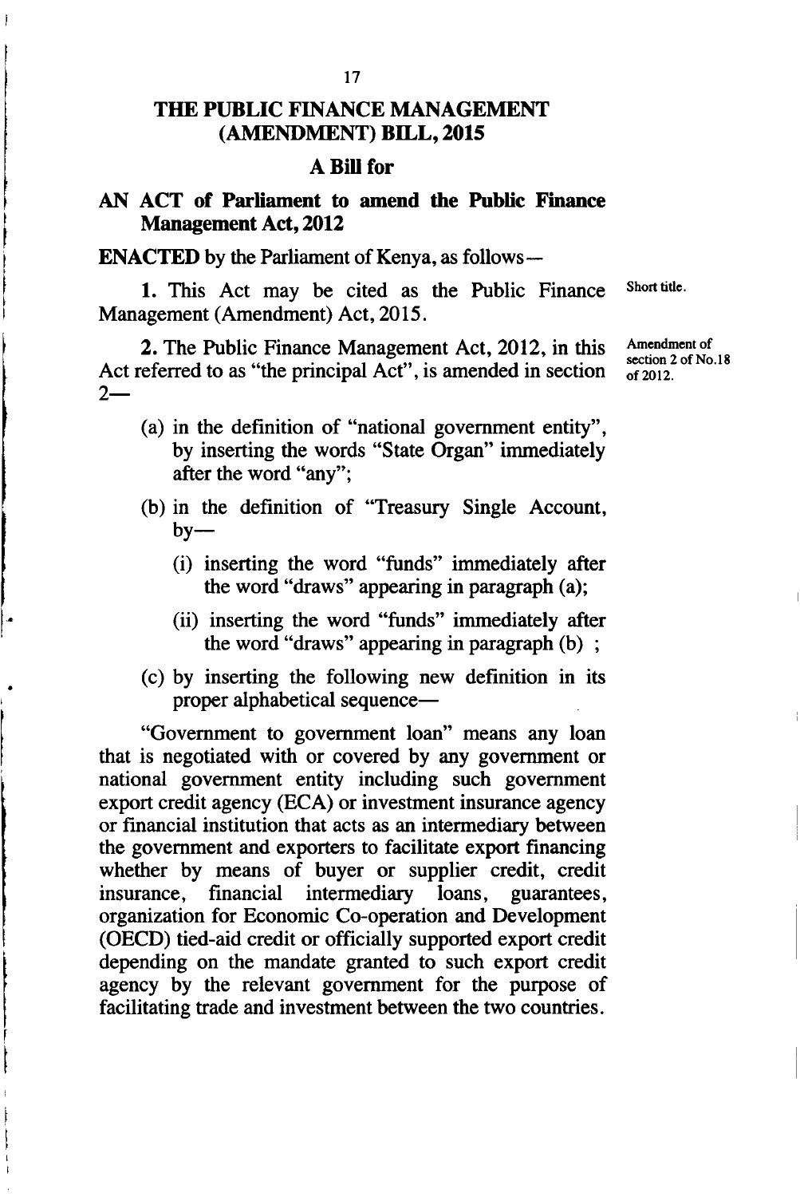# THE PUBLIC FINANCE MANAGEMENT (AMENDMENT) BILL, 2015

## A Bill for

## AN ACT of Parliament to amend the Public Finance Management Act, 2012

**ENACTED** by the Parliament of Kenya, as follows—

Short title.

**1.** This Act may be cited as the Public Finance Management (Amendment) Act, 2015.

Amendment of section 2 of No.18 of 2012.

**2.** The Public Finance Management Act, 2012, in this Act referred to as "the principal Act", is amended in section 2—

(a) in the definition of "national government entity", by inserting the words "State Organ" immediately after the word "any";

(b) in the definition of "Treasury Single Account, by—

(i) inserting the word "funds" immediately after the word "draws" appearing in paragraph (a);

(ii) inserting the word "funds" immediately after the word "draws" appearing in paragraph (b) ;

(c) by inserting the following new definition in its proper alphabetical sequence—

"Government to government loan" means any loan that is negotiated with or covered by any government or national government entity including such government export credit agency (ECA) or investment insurance agency or financial institution that acts as an intermediary between the government and exporters to facilitate export financing whether by means of buyer or supplier credit, credit insurance, financial intermediary loans, guarantees, organization for Economic Co-operation and Development (OECD) tied-aid credit or officially supported export credit depending on the mandate granted to such export credit agency by the relevant government for the purpose of facilitating trade and investment between the two countries.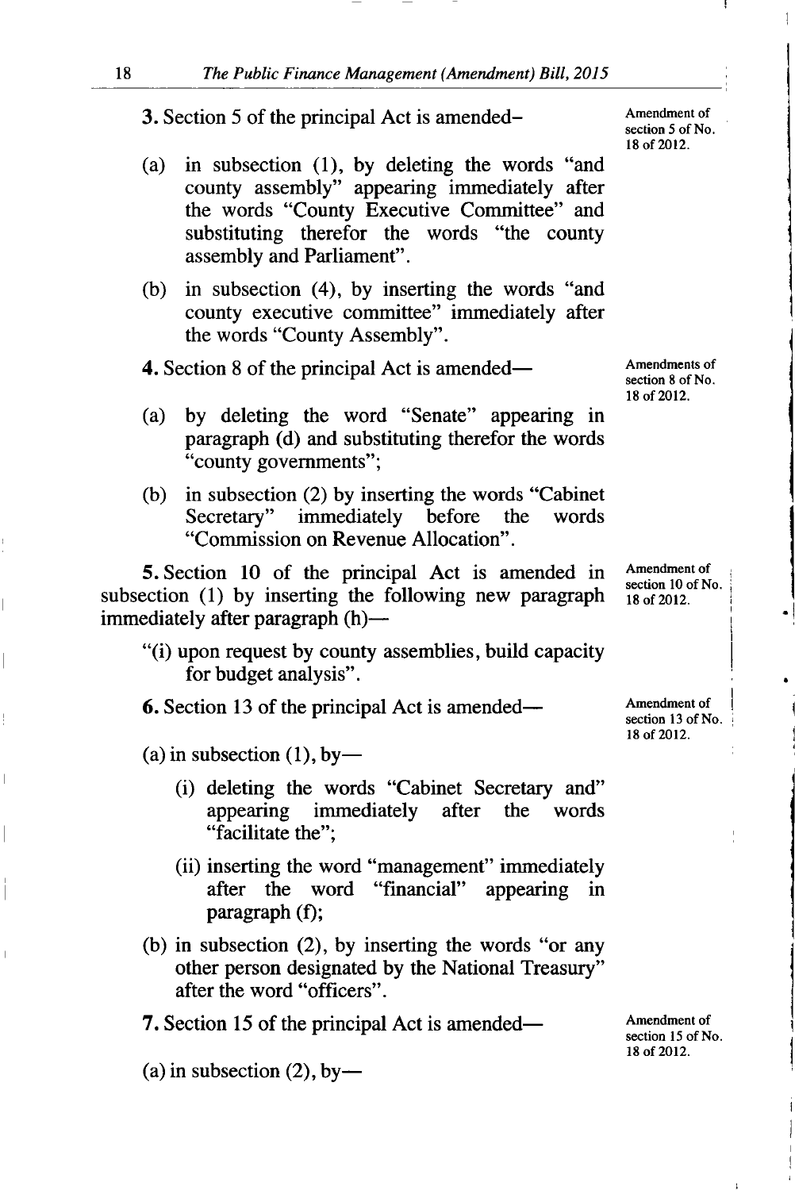**3.** Section 5 of the principal Act is amended–

Amendment of section 5 of No. 18 of 2012.

(a) in subsection (1), by deleting the words "and county assembly" appearing immediately after the words "County Executive Committee" and substituting therefor the words "the county assembly and Parliament".

(b) in subsection (4), by inserting the words "and county executive committee" immediately after the words "County Assembly".

**4.** Section 8 of the principal Act is amended—

Amendments of section 8 of No. 18 of 2012.

(a) by deleting the word "Senate" appearing in paragraph (d) and substituting therefor the words "county governments";

(b) in subsection (2) by inserting the words "Cabinet Secretary" immediately before the words "Commission on Revenue Allocation".

**5.** Section 10 of the principal Act is amended in subsection (1) by inserting the following new paragraph immediately after paragraph (h)—

Amendment of section 10 of No. 18 of 2012.

"(i) upon request by county assemblies, build capacity for budget analysis".

**6.** Section 13 of the principal Act is amended—

Amendment of section 13 of No. 18 of 2012.

(a) in subsection (1), by—

(i) deleting the words "Cabinet Secretary and" appearing immediately after the words "facilitate the";

(ii) inserting the word "management" immediately after the word "financial" appearing in paragraph (f);

(b) in subsection (2), by inserting the words "or any other person designated by the National Treasury" after the word "officers".

**7.** Section 15 of the principal Act is amended—

Amendment of section 15 of No. 18 of 2012.

(a) in subsection (2), by—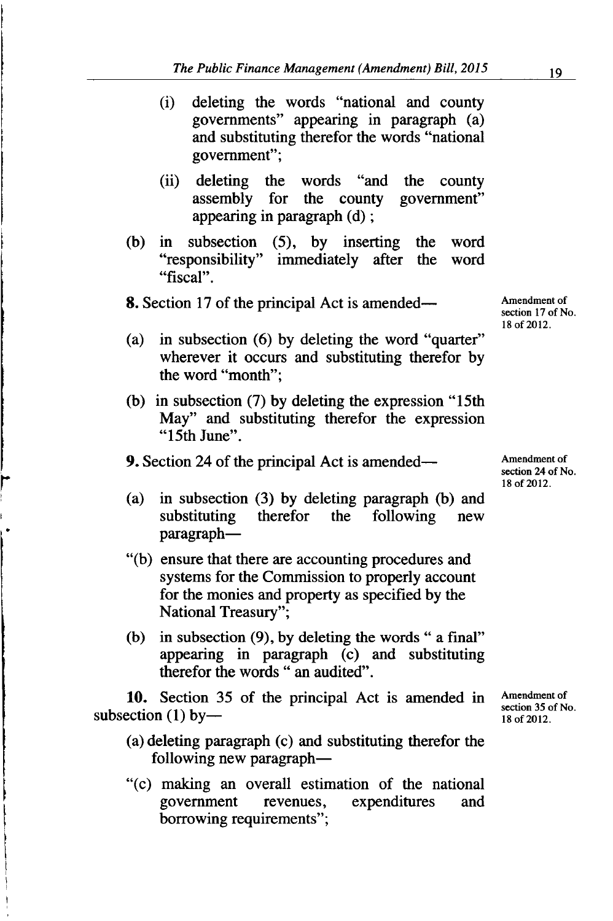(i) deleting the words "national and county governments" appearing in paragraph (a) and substituting therefor the words "national government";

(ii) deleting the words "and the county assembly for the county government" appearing in paragraph (d) ;

(b) in subsection (5), by inserting the word "responsibility" immediately after the word "fiscal".

**8.** Section 17 of the principal Act is amended—

Amendment of section 17 of No. 18 of 2012.

(a) in subsection (6) by deleting the word "quarter" wherever it occurs and substituting therefor by the word "month";

(b) in subsection (7) by deleting the expression "15th May" and substituting therefor the expression "15th June".

**9.** Section 24 of the principal Act is amended—

Amendment of section 24 of No. 18 of 2012.

(a) in subsection (3) by deleting paragraph (b) and substituting therefor the following new paragraph—

"(b) ensure that there are accounting procedures and systems for the Commission to properly account for the monies and property as specified by the National Treasury";

(b) in subsection (9), by deleting the words " a final" appearing in paragraph (c) and substituting therefor the words " an audited".

**10.** Section 35 of the principal Act is amended in subsection (1) by—

Amendment of section 35 of No. 18 of 2012.

(a) deleting paragraph (c) and substituting therefor the following new paragraph—

"(c) making an overall estimation of the national government revenues, expenditures and borrowing requirements";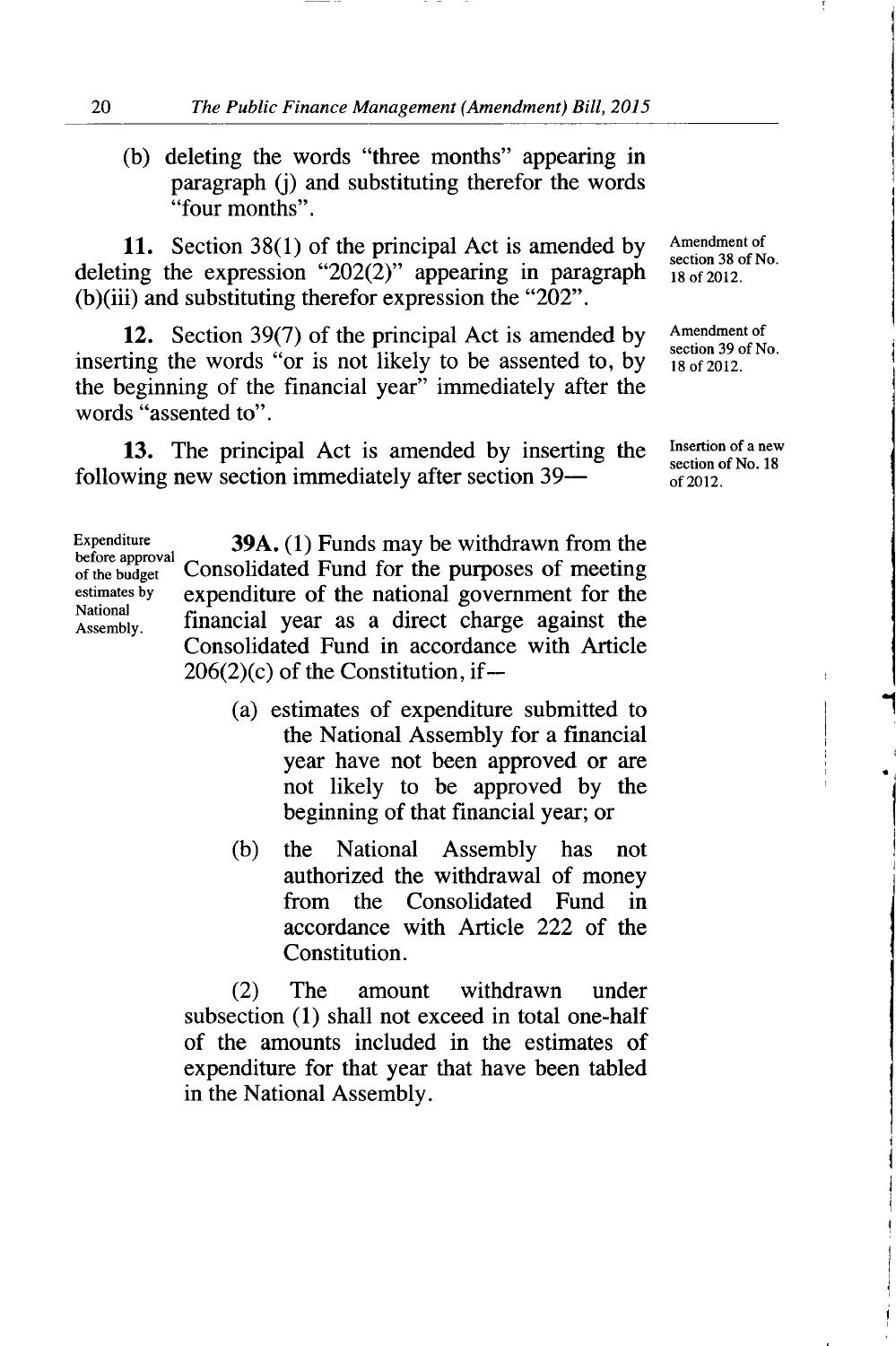(b) deleting the words "three months" appearing in paragraph (j) and substituting therefor the words "four months".

**11.** Section 38(1) of the principal Act is amended by deleting the expression "202(2)" appearing in paragraph (b)(iii) and substituting therefor expression the "202".

Amendment of section 38 of No. 18 of 2012.

**12.** Section 39(7) of the principal Act is amended by inserting the words "or is not likely to be assented to, by the beginning of the financial year" immediately after the words "assented to".

Amendment of section 39 of No. 18 of 2012.

**13.** The principal Act is amended by inserting the following new section immediately after section 39—

Insertion of a new section of No. 18 of 2012.

Expenditure before approval of the budget estimates by National Assembly.

**39A.** (1) Funds may be withdrawn from the Consolidated Fund for the purposes of meeting expenditure of the national government for the financial year as a direct charge against the Consolidated Fund in accordance with Article 206(2)(c) of the Constitution, if—

(a) estimates of expenditure submitted to the National Assembly for a financial year have not been approved or are not likely to be approved by the beginning of that financial year; or

(b) the National Assembly has not authorized the withdrawal of money from the Consolidated Fund in accordance with Article 222 of the Constitution.

(2) The amount withdrawn under subsection (1) shall not exceed in total one-half of the amounts included in the estimates of expenditure for that year that have been tabled in the National Assembly.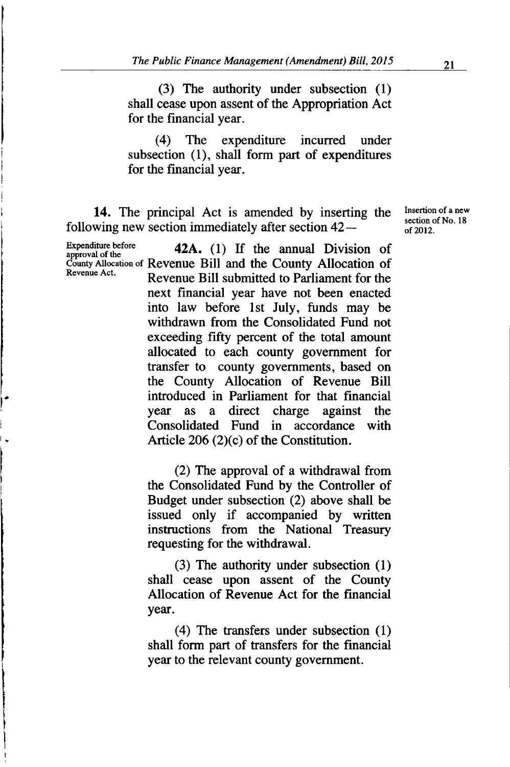(3) The authority under subsection (1) shall cease upon assent of the Appropriation Act for the financial year.

(4) The expenditure incurred under subsection (1), shall form part of expenditures for the financial year.

**14.** The principal Act is amended by inserting the following new section immediately after section 42—

*Insertion of a new section of No. 18 of 2012.*

*Expenditure before approval of the County Allocation of Revenue Act.*

**42A.** (1) If the annual Division of Revenue Bill and the County Allocation of Revenue Bill submitted to Parliament for the next financial year have not been enacted into law before 1st July, funds may be withdrawn from the Consolidated Fund not exceeding fifty percent of the total amount allocated to each county government for transfer to county governments, based on the County Allocation of Revenue Bill introduced in Parliament for that financial year as a direct charge against the Consolidated Fund in accordance with Article 206 (2)(c) of the Constitution.

(2) The approval of a withdrawal from the Consolidated Fund by the Controller of Budget under subsection (2) above shall be issued only if accompanied by written instructions from the National Treasury requesting for the withdrawal.

(3) The authority under subsection (1) shall cease upon assent of the County Allocation of Revenue Act for the financial year.

(4) The transfers under subsection (1) shall form part of transfers for the financial year to the relevant county government.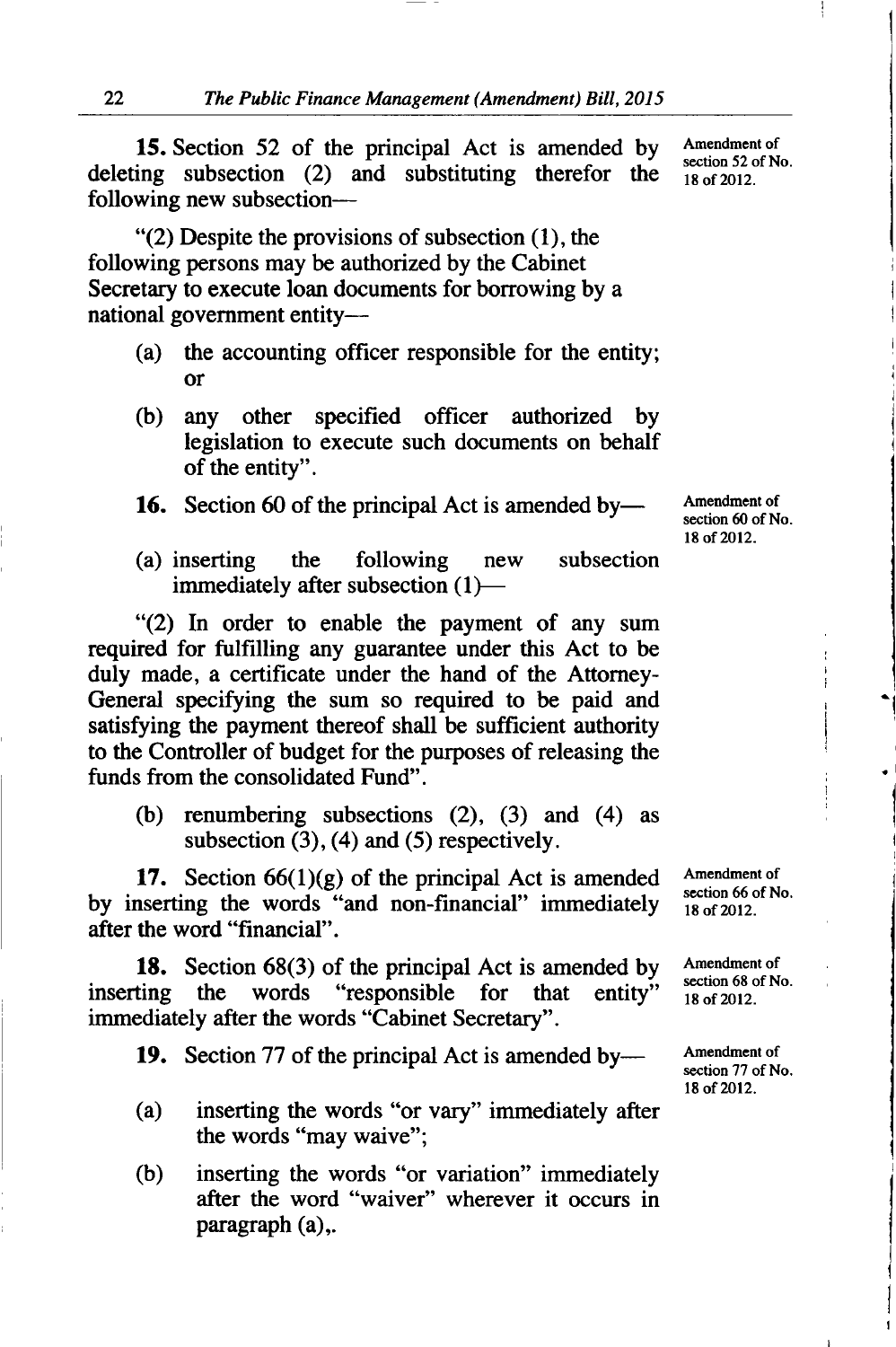**15.** Section 52 of the principal Act is amended by deleting subsection (2) and substituting therefor the following new subsection—

Amendment of section 52 of No. 18 of 2012.

"(2) Despite the provisions of subsection (1), the following persons may be authorized by the Cabinet Secretary to execute loan documents for borrowing by a national government entity—

(a) the accounting officer responsible for the entity; or

(b) any other specified officer authorized by legislation to execute such documents on behalf of the entity".

**16.** Section 60 of the principal Act is amended by—

Amendment of section 60 of No. 18 of 2012.

(a) inserting the following new subsection immediately after subsection (1)—

"(2) In order to enable the payment of any sum required for fulfilling any guarantee under this Act to be duly made, a certificate under the hand of the Attorney-General specifying the sum so required to be paid and satisfying the payment thereof shall be sufficient authority to the Controller of budget for the purposes of releasing the funds from the consolidated Fund".

(b) renumbering subsections (2), (3) and (4) as subsection (3), (4) and (5) respectively.

**17.** Section 66(1)(g) of the principal Act is amended by inserting the words "and non-financial" immediately after the word "financial".

Amendment of section 66 of No. 18 of 2012.

**18.** Section 68(3) of the principal Act is amended by inserting the words "responsible for that entity" immediately after the words "Cabinet Secretary".

Amendment of section 68 of No. 18 of 2012.

**19.** Section 77 of the principal Act is amended by—

Amendment of section 77 of No. 18 of 2012.

(a) inserting the words "or vary" immediately after the words "may waive";

(b) inserting the words "or variation" immediately after the word "waiver" wherever it occurs in paragraph (a),.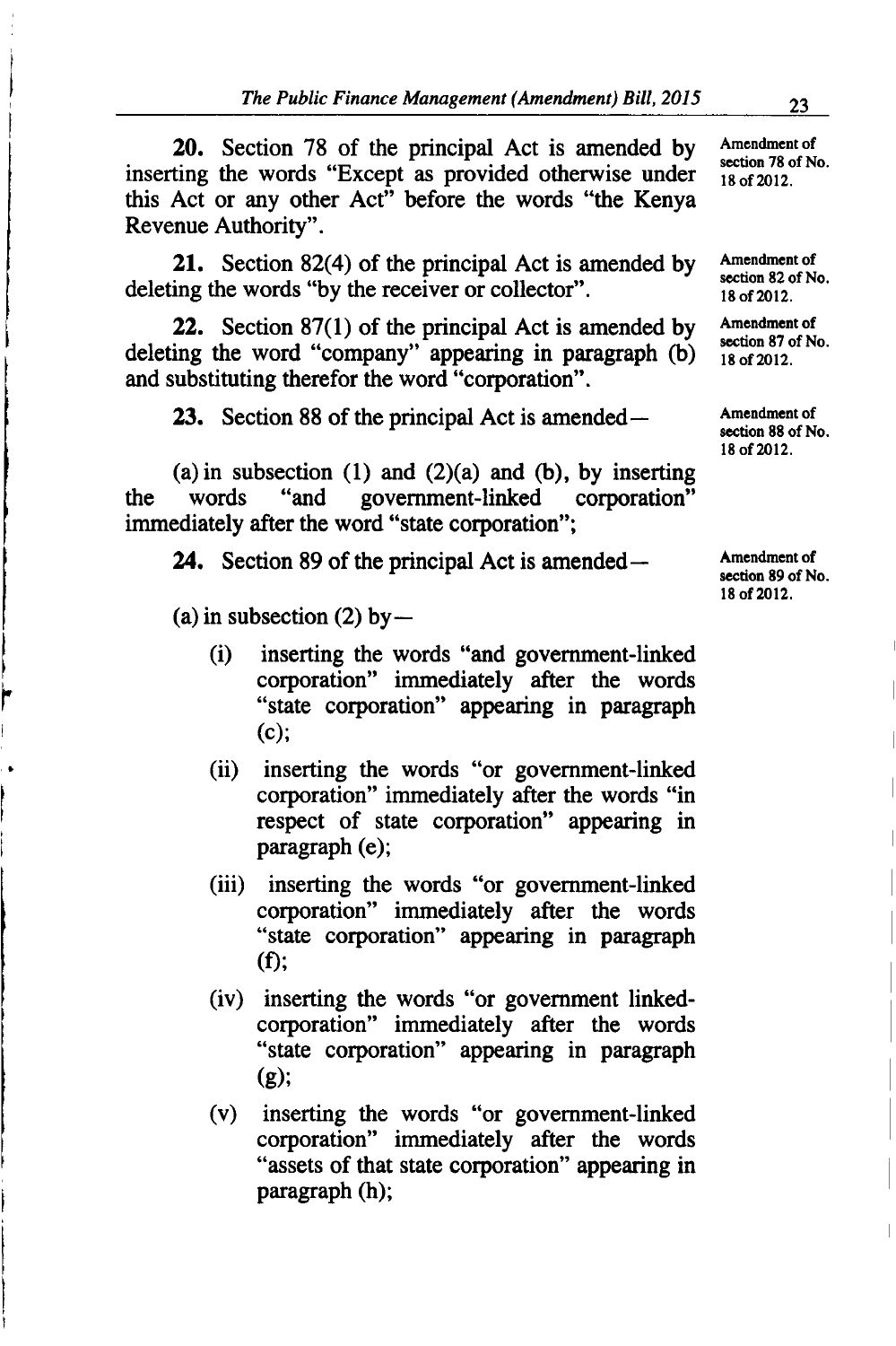**20.** Section 78 of the principal Act is amended by inserting the words "Except as provided otherwise under this Act or any other Act" before the words "the Kenya Revenue Authority".

Amendment of section 78 of No. 18 of 2012.

**21.** Section 82(4) of the principal Act is amended by deleting the words "by the receiver or collector".

Amendment of section 82 of No. 18 of 2012.

**22.** Section 87(1) of the principal Act is amended by deleting the word "company" appearing in paragraph (b) and substituting therefor the word "corporation".

Amendment of section 87 of No. 18 of 2012.

**23.** Section 88 of the principal Act is amended—

Amendment of section 88 of No. 18 of 2012.

(a) in subsection (1) and (2)(a) and (b), by inserting the words "and government-linked corporation" immediately after the word "state corporation";

**24.** Section 89 of the principal Act is amended—

Amendment of section 89 of No. 18 of 2012.

(a) in subsection (2) by—

(i) inserting the words "and government-linked corporation" immediately after the words "state corporation" appearing in paragraph (c);

(ii) inserting the words "or government-linked corporation" immediately after the words "in respect of state corporation" appearing in paragraph (e);

(iii) inserting the words "or government-linked corporation" immediately after the words "state corporation" appearing in paragraph (f);

(iv) inserting the words "or government linked-corporation" immediately after the words "state corporation" appearing in paragraph (g);

(v) inserting the words "or government-linked corporation" immediately after the words "assets of that state corporation" appearing in paragraph (h);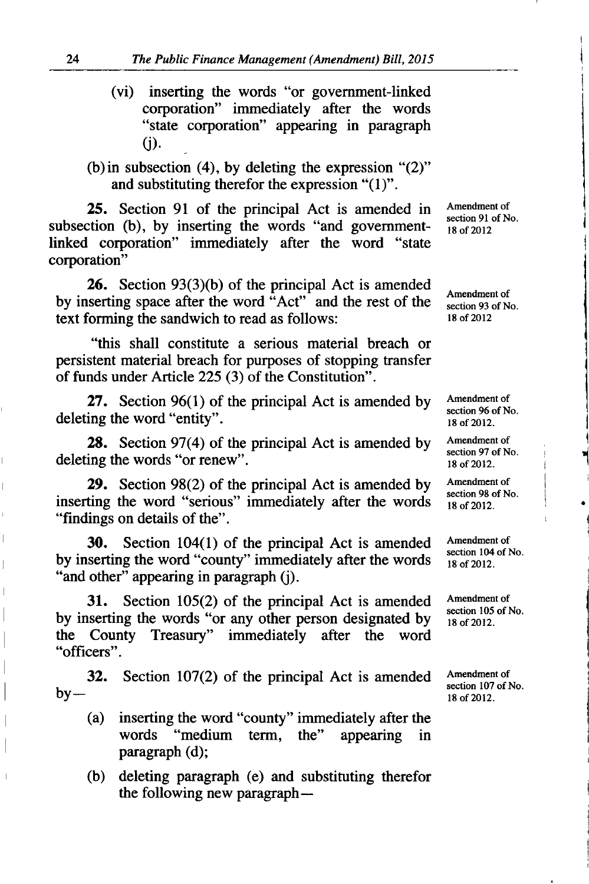(vi) inserting the words "or government-linked corporation" immediately after the words "state corporation" appearing in paragraph (j).

(b) in subsection (4), by deleting the expression "(2)" and substituting therefor the expression "(1)".

Amendment of section 91 of No. 18 of 2012

**25.** Section 91 of the principal Act is amended in subsection (b), by inserting the words "and government-linked corporation" immediately after the word "state corporation"

Amendment of section 93 of No. 18 of 2012

**26.** Section 93(3)(b) of the principal Act is amended by inserting space after the word "Act" and the rest of the text forming the sandwich to read as follows:

"this shall constitute a serious material breach or persistent material breach for purposes of stopping transfer of funds under Article 225 (3) of the Constitution".

Amendment of section 96 of No. 18 of 2012.

**27.** Section 96(1) of the principal Act is amended by deleting the word "entity".

Amendment of section 97 of No. 18 of 2012.

**28.** Section 97(4) of the principal Act is amended by deleting the words "or renew".

Amendment of section 98 of No. 18 of 2012.

**29.** Section 98(2) of the principal Act is amended by inserting the word "serious" immediately after the words "findings on details of the".

Amendment of section 104 of No. 18 of 2012.

**30.** Section 104(1) of the principal Act is amended by inserting the word "county" immediately after the words "and other" appearing in paragraph (j).

Amendment of section 105 of No. 18 of 2012.

**31.** Section 105(2) of the principal Act is amended by inserting the words "or any other person designated by the County Treasury" immediately after the word "officers".

Amendment of section 107 of No. 18 of 2012.

**32.** Section 107(2) of the principal Act is amended by—

(a) inserting the word "county" immediately after the words "medium term, the" appearing in paragraph (d);

(b) deleting paragraph (e) and substituting therefor the following new paragraph—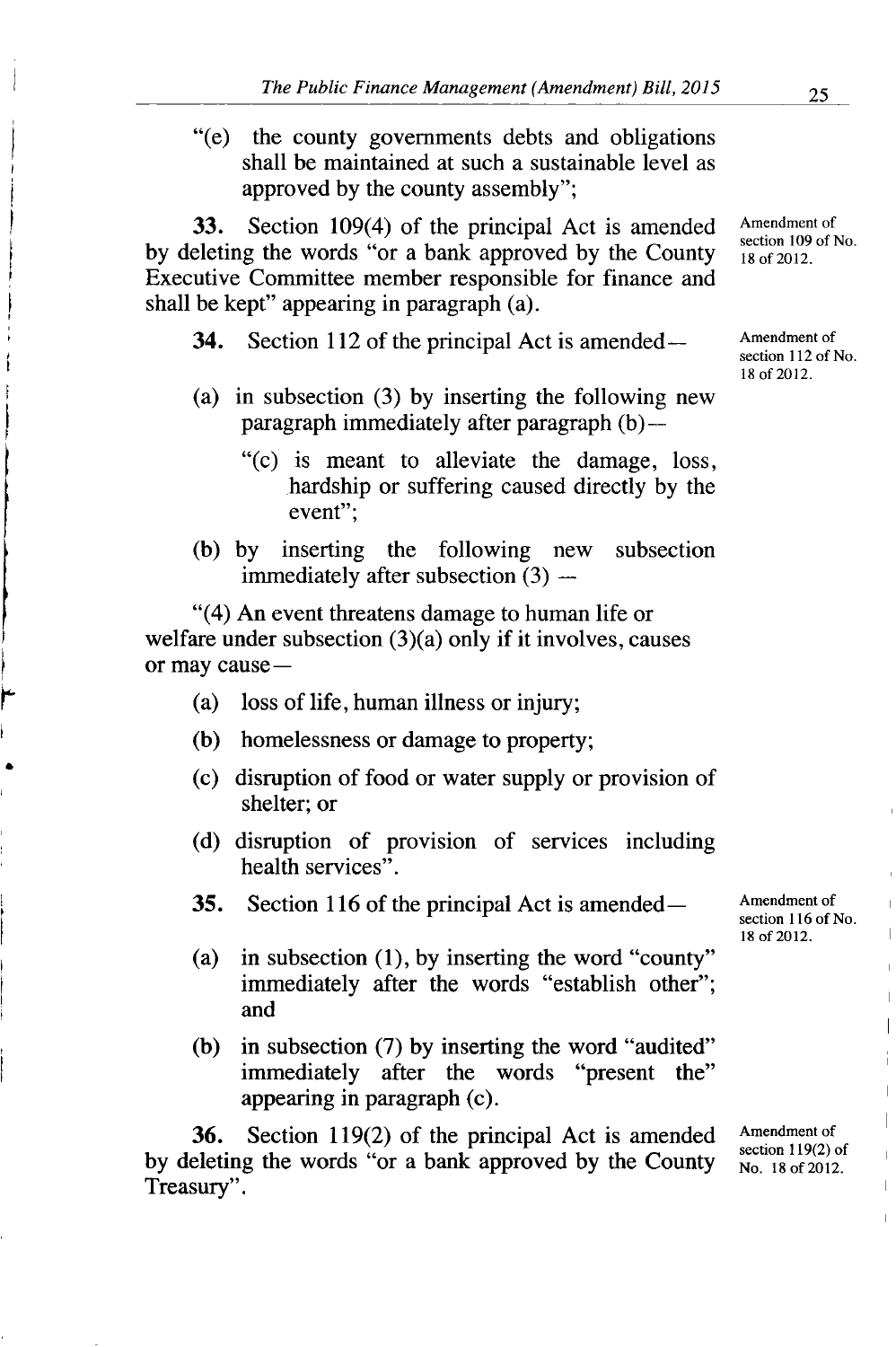"(e) the county governments debts and obligations shall be maintained at such a sustainable level as approved by the county assembly";

Amendment of section 109 of No. 18 of 2012.

**33.** Section 109(4) of the principal Act is amended by deleting the words "or a bank approved by the County Executive Committee member responsible for finance and shall be kept" appearing in paragraph (a).

Amendment of section 112 of No. 18 of 2012.

**34.** Section 112 of the principal Act is amended—

(a) in subsection (3) by inserting the following new paragraph immediately after paragraph (b)—

"(c) is meant to alleviate the damage, loss, hardship or suffering caused directly by the event";

(b) by inserting the following new subsection immediately after subsection (3) —

"(4) An event threatens damage to human life or welfare under subsection (3)(a) only if it involves, causes or may cause—

(a) loss of life, human illness or injury;

(b) homelessness or damage to property;

(c) disruption of food or water supply or provision of shelter; or

(d) disruption of provision of services including health services".

Amendment of section 116 of No. 18 of 2012.

**35.** Section 116 of the principal Act is amended—

(a) in subsection (1), by inserting the word "county" immediately after the words "establish other"; and

(b) in subsection (7) by inserting the word "audited" immediately after the words "present the" appearing in paragraph (c).

Amendment of section 119(2) of No. 18 of 2012.

**36.** Section 119(2) of the principal Act is amended by deleting the words "or a bank approved by the County Treasury".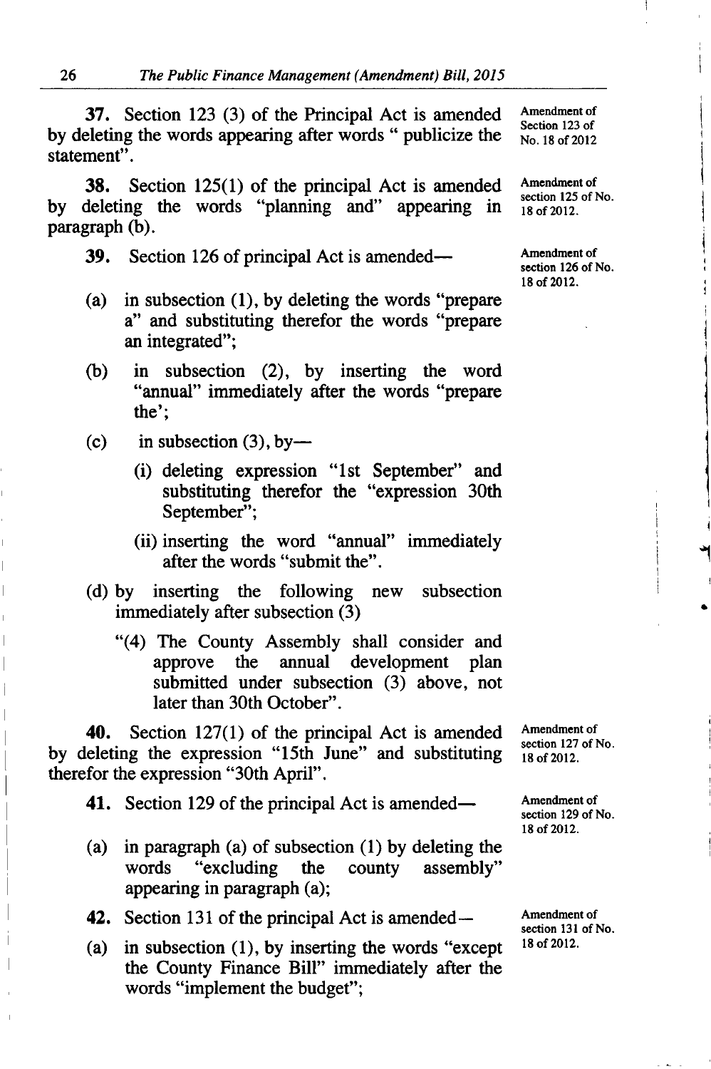**37.** Section 123 (3) of the Principal Act is amended by deleting the words appearing after words " publicize the statement".

Amendment of Section 123 of No. 18 of 2012

**38.** Section 125(1) of the principal Act is amended by deleting the words "planning and" appearing in paragraph (b).

Amendment of section 125 of No. 18 of 2012.

**39.** Section 126 of principal Act is amended—

Amendment of section 126 of No. 18 of 2012.

(a) in subsection (1), by deleting the words "prepare a" and substituting therefor the words "prepare an integrated";

(b) in subsection (2), by inserting the word "annual" immediately after the words "prepare the';

(c) in subsection (3), by—

(i) deleting expression "1st September" and substituting therefor the "expression 30th September";

(ii) inserting the word "annual" immediately after the words "submit the".

(d) by inserting the following new subsection immediately after subsection (3)

"(4) The County Assembly shall consider and approve the annual development plan submitted under subsection (3) above, not later than 30th October".

**40.** Section 127(1) of the principal Act is amended by deleting the expression "15th June" and substituting therefor the expression "30th April".

Amendment of section 127 of No. 18 of 2012.

**41.** Section 129 of the principal Act is amended—

Amendment of section 129 of No. 18 of 2012.

(a) in paragraph (a) of subsection (1) by deleting the words "excluding the county assembly" appearing in paragraph (a);

**42.** Section 131 of the principal Act is amended—

Amendment of section 131 of No. 18 of 2012.

(a) in subsection (1), by inserting the words "except the County Finance Bill" immediately after the words "implement the budget";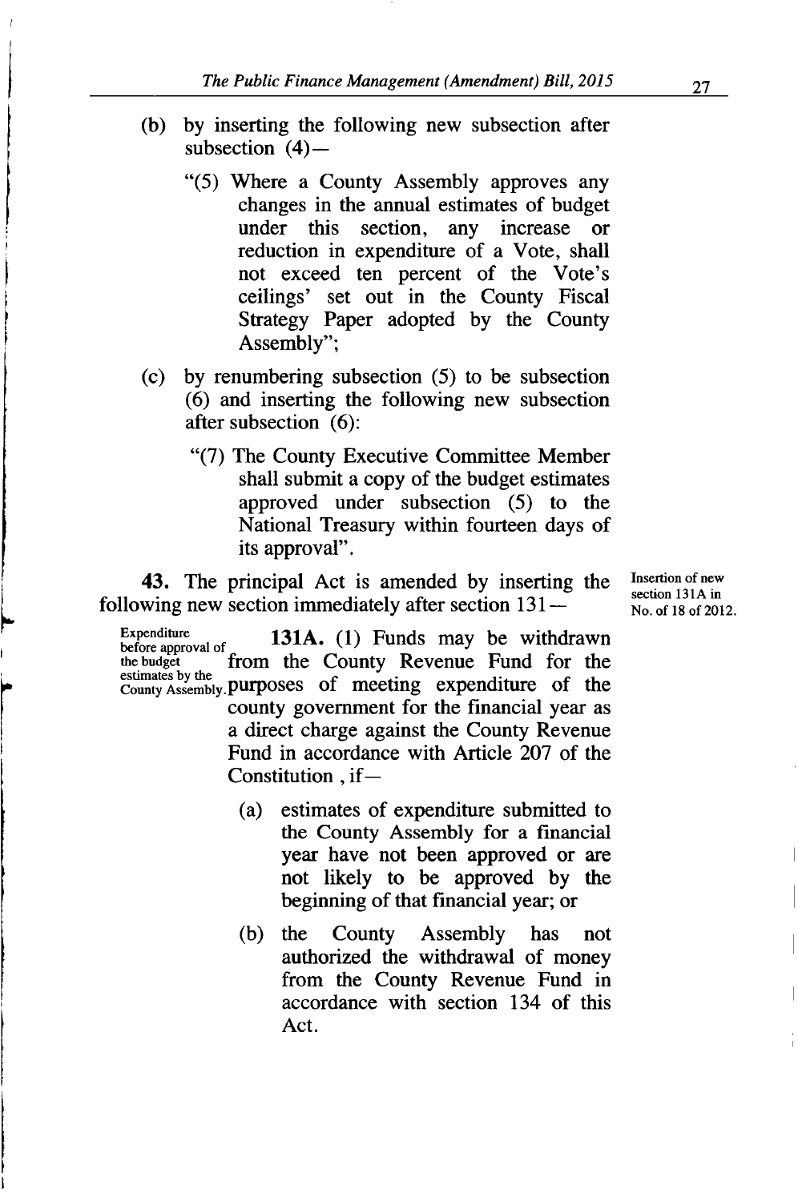(b) by inserting the following new subsection after subsection (4)—

"(5) Where a County Assembly approves any changes in the annual estimates of budget under this section, any increase or reduction in expenditure of a Vote, shall not exceed ten percent of the Vote's ceilings' set out in the County Fiscal Strategy Paper adopted by the County Assembly";

(c) by renumbering subsection (5) to be subsection (6) and inserting the following new subsection after subsection (6):

"(7) The County Executive Committee Member shall submit a copy of the budget estimates approved under subsection (5) to the National Treasury within fourteen days of its approval".

Insertion of new section 131A in No. of 18 of 2012.

**43.** The principal Act is amended by inserting the following new section immediately after section 131—

Expenditure before approval of the budget estimates by the County Assembly.

**131A.** (1) Funds may be withdrawn from the County Revenue Fund for the purposes of meeting expenditure of the county government for the financial year as a direct charge against the County Revenue Fund in accordance with Article 207 of the Constitution , if—

(a) estimates of expenditure submitted to the County Assembly for a financial year have not been approved or are not likely to be approved by the beginning of that financial year; or

(b) the County Assembly has not authorized the withdrawal of money from the County Revenue Fund in accordance with section 134 of this Act.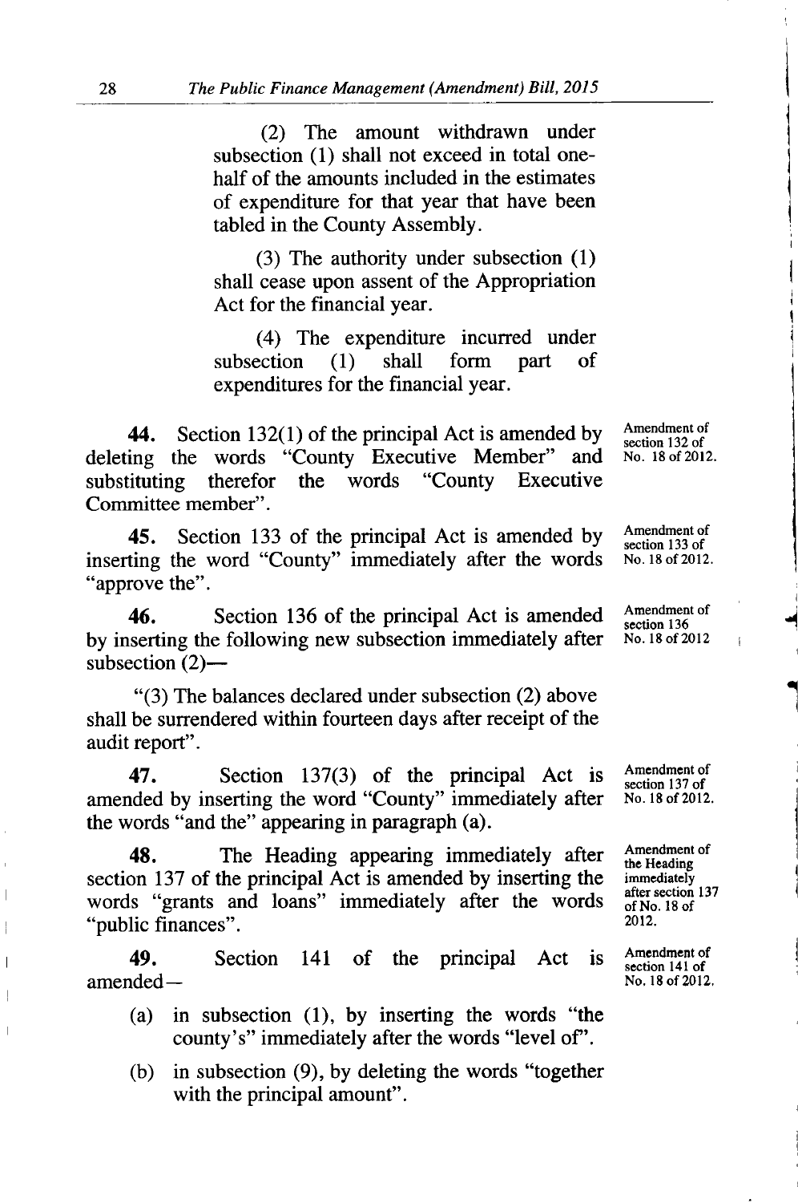(2) The amount withdrawn under subsection (1) shall not exceed in total one-half of the amounts included in the estimates of expenditure for that year that have been tabled in the County Assembly.

(3) The authority under subsection (1) shall cease upon assent of the Appropriation Act for the financial year.

(4) The expenditure incurred under subsection (1) shall form part of expenditures for the financial year.

Amendment of section 132 of No. 18 of 2012.

**44.** Section 132(1) of the principal Act is amended by deleting the words "County Executive Member" and substituting therefor the words "County Executive Committee member".

Amendment of section 133 of No. 18 of 2012.

**45.** Section 133 of the principal Act is amended by inserting the word "County" immediately after the words "approve the".

Amendment of section 136 No. 18 of 2012

**46.** Section 136 of the principal Act is amended by inserting the following new subsection immediately after subsection (2)—

"(3) The balances declared under subsection (2) above shall be surrendered within fourteen days after receipt of the audit report".

Amendment of section 137 of No. 18 of 2012.

**47.** Section 137(3) of the principal Act is amended by inserting the word "County" immediately after the words "and the" appearing in paragraph (a).

Amendment of the Heading immediately after section 137 of No. 18 of 2012.

**48.** The Heading appearing immediately after section 137 of the principal Act is amended by inserting the words "grants and loans" immediately after the words "public finances".

Amendment of section 141 of No. 18 of 2012.

**49.** Section 141 of the principal Act is amended—

(a) in subsection (1), by inserting the words "the county's" immediately after the words "level of".

(b) in subsection (9), by deleting the words "together with the principal amount".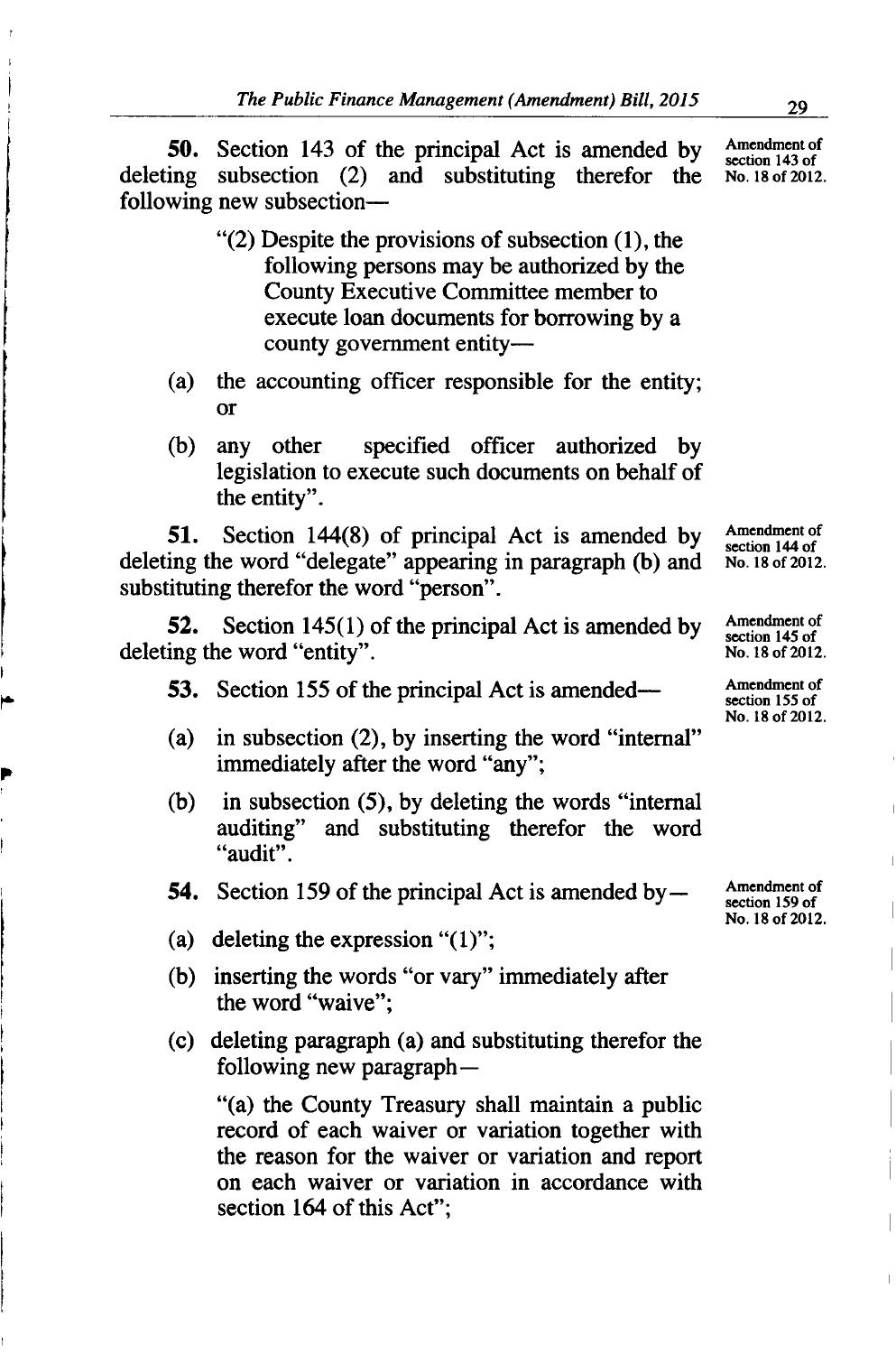**50.** Section 143 of the principal Act is amended by deleting subsection (2) and substituting therefor the following new subsection—

Amendment of section 143 of No. 18 of 2012.

> "(2) Despite the provisions of subsection (1), the following persons may be authorized by the County Executive Committee member to execute loan documents for borrowing by a county government entity—
>
> (a) the accounting officer responsible for the entity; or
>
> (b) any other specified officer authorized by legislation to execute such documents on behalf of the entity".

**51.** Section 144(8) of principal Act is amended by deleting the word "delegate" appearing in paragraph (b) and substituting therefor the word "person".

Amendment of section 144 of No. 18 of 2012.

**52.** Section 145(1) of the principal Act is amended by deleting the word "entity".

Amendment of section 145 of No. 18 of 2012.

**53.** Section 155 of the principal Act is amended—

Amendment of section 155 of No. 18 of 2012.

(a) in subsection (2), by inserting the word "internal" immediately after the word "any";

(b) in subsection (5), by deleting the words "internal auditing" and substituting therefor the word "audit".

**54.** Section 159 of the principal Act is amended by—

Amendment of section 159 of No. 18 of 2012.

(a) deleting the expression "(1)";

(b) inserting the words "or vary" immediately after the word "waive";

(c) deleting paragraph (a) and substituting therefor the following new paragraph—

> "(a) the County Treasury shall maintain a public record of each waiver or variation together with the reason for the waiver or variation and report on each waiver or variation in accordance with section 164 of this Act";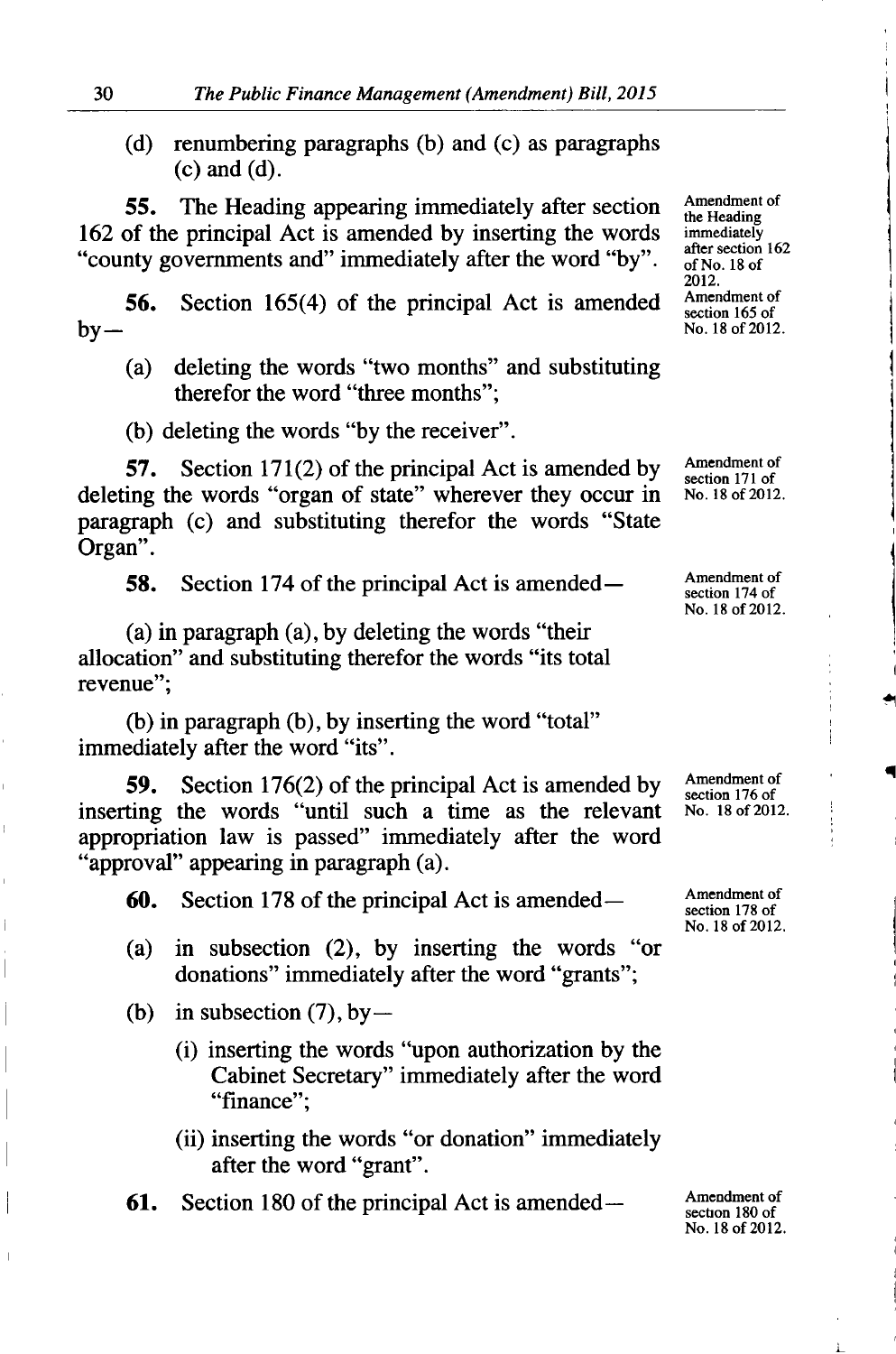(d) renumbering paragraphs (b) and (c) as paragraphs (c) and (d).

Amendment of the Heading immediately after section 162 of No. 18 of 2012.

**55.** The Heading appearing immediately after section 162 of the principal Act is amended by inserting the words "county governments and" immediately after the word "by".

Amendment of section 165 of No. 18 of 2012.

**56.** Section 165(4) of the principal Act is amended by—

(a) deleting the words "two months" and substituting therefor the word "three months";

(b) deleting the words "by the receiver".

Amendment of section 171 of No. 18 of 2012.

**57.** Section 171(2) of the principal Act is amended by deleting the words "organ of state" wherever they occur in paragraph (c) and substituting therefor the words "State Organ".

Amendment of section 174 of No. 18 of 2012.

**58.** Section 174 of the principal Act is amended—

(a) in paragraph (a), by deleting the words "their allocation" and substituting therefor the words "its total revenue";

(b) in paragraph (b), by inserting the word "total" immediately after the word "its".

Amendment of section 176 of No. 18 of 2012.

**59.** Section 176(2) of the principal Act is amended by inserting the words "until such a time as the relevant appropriation law is passed" immediately after the word "approval" appearing in paragraph (a).

Amendment of section 178 of No. 18 of 2012.

**60.** Section 178 of the principal Act is amended—

(a) in subsection (2), by inserting the words "or donations" immediately after the word "grants";

(b) in subsection (7), by—

(i) inserting the words "upon authorization by the Cabinet Secretary" immediately after the word "finance";

(ii) inserting the words "or donation" immediately after the word "grant".

Amendment of section 180 of No. 18 of 2012.

**61.** Section 180 of the principal Act is amended—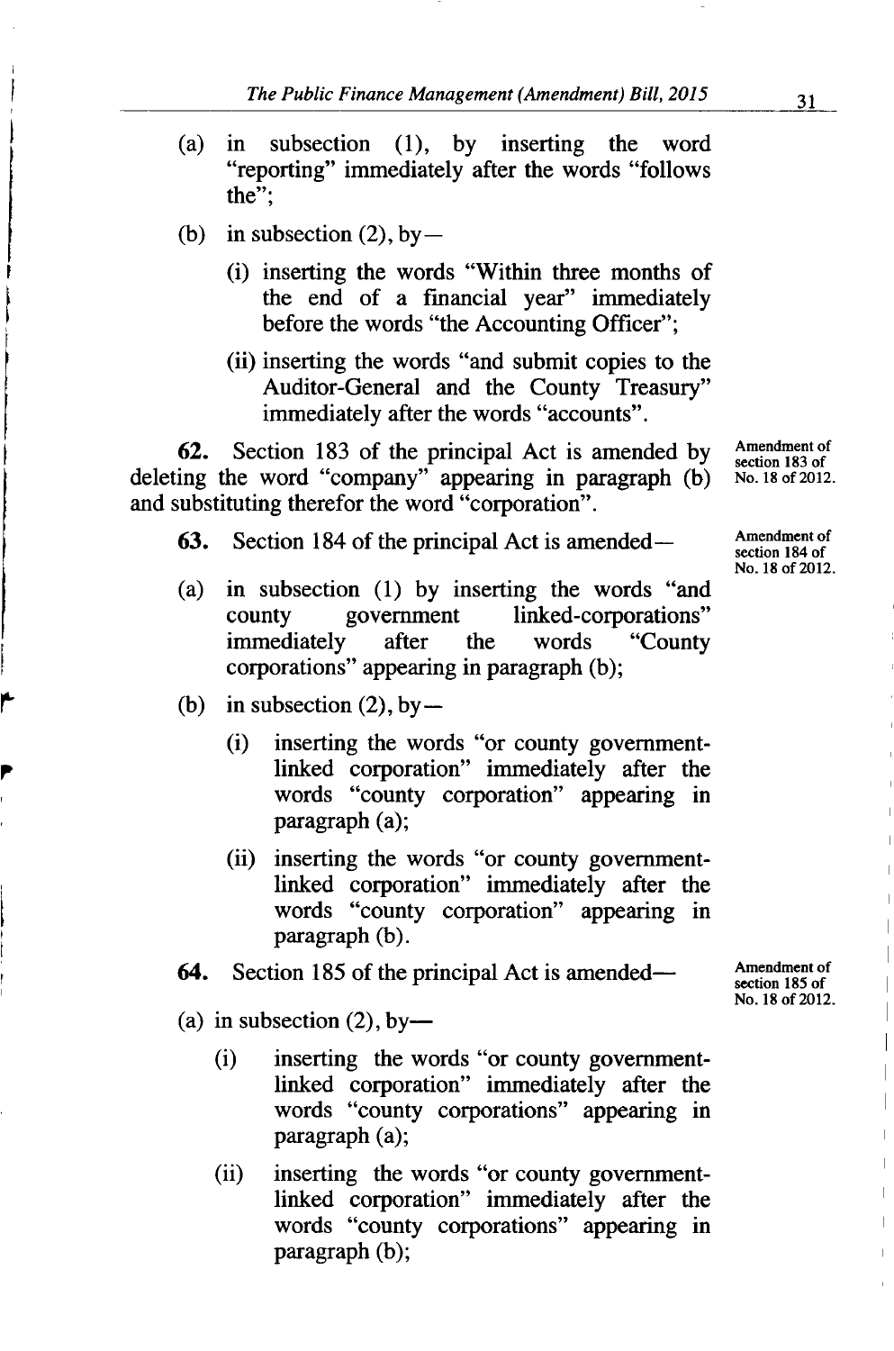(a) in subsection (1), by inserting the word "reporting" immediately after the words "follows the";

(b) in subsection (2), by—

(i) inserting the words "Within three months of the end of a financial year" immediately before the words "the Accounting Officer";

(ii) inserting the words "and submit copies to the Auditor-General and the County Treasury" immediately after the words "accounts".

**62.** Section 183 of the principal Act is amended by deleting the word "company" appearing in paragraph (b) and substituting therefor the word "corporation".

Amendment of section 183 of No. 18 of 2012.

**63.** Section 184 of the principal Act is amended—

Amendment of section 184 of No. 18 of 2012.

(a) in subsection (1) by inserting the words "and county government linked-corporations" immediately after the words "County corporations" appearing in paragraph (b);

(b) in subsection (2), by—

(i) inserting the words "or county government-linked corporation" immediately after the words "county corporation" appearing in paragraph (a);

(ii) inserting the words "or county government-linked corporation" immediately after the words "county corporation" appearing in paragraph (b).

**64.** Section 185 of the principal Act is amended—

Amendment of section 185 of No. 18 of 2012.

(a) in subsection (2), by—

(i) inserting the words "or county government-linked corporation" immediately after the words "county corporations" appearing in paragraph (a);

(ii) inserting the words "or county government-linked corporation" immediately after the words "county corporations" appearing in paragraph (b);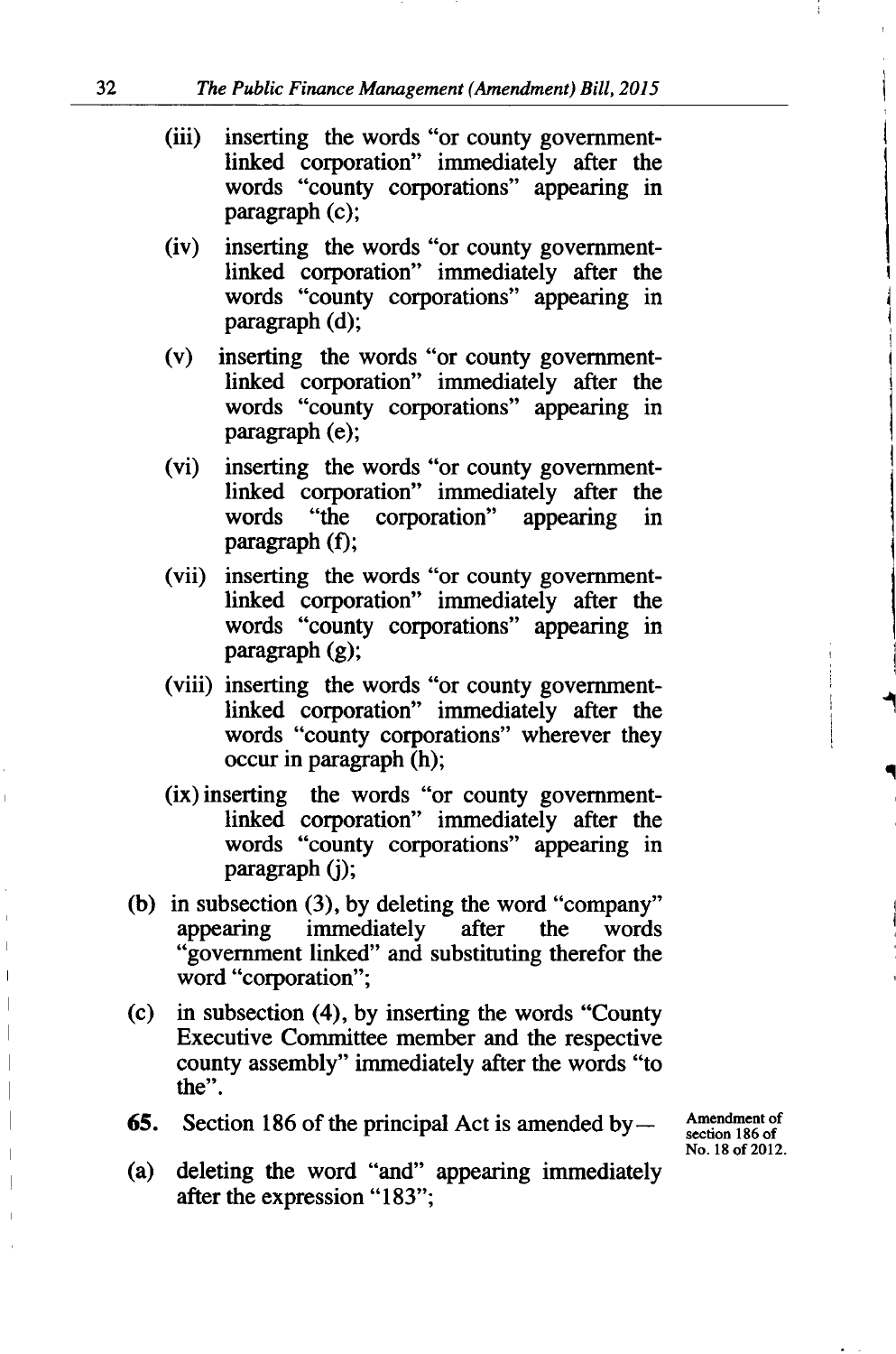(iii) inserting the words "or county government-linked corporation" immediately after the words "county corporations" appearing in paragraph (c);

(iv) inserting the words "or county government-linked corporation" immediately after the words "county corporations" appearing in paragraph (d);

(v) inserting the words "or county government-linked corporation" immediately after the words "county corporations" appearing in paragraph (e);

(vi) inserting the words "or county government-linked corporation" immediately after the words "the corporation" appearing in paragraph (f);

(vii) inserting the words "or county government-linked corporation" immediately after the words "county corporations" appearing in paragraph (g);

(viii) inserting the words "or county government-linked corporation" immediately after the words "county corporations" wherever they occur in paragraph (h);

(ix) inserting the words "or county government-linked corporation" immediately after the words "county corporations" appearing in paragraph (j);

(b) in subsection (3), by deleting the word "company" appearing immediately after the words "government linked" and substituting therefor the word "corporation";

(c) in subsection (4), by inserting the words "County Executive Committee member and the respective county assembly" immediately after the words "to the".

**65.** Section 186 of the principal Act is amended by—

Amendment of section 186 of No. 18 of 2012.

(a) deleting the word "and" appearing immediately after the expression "183";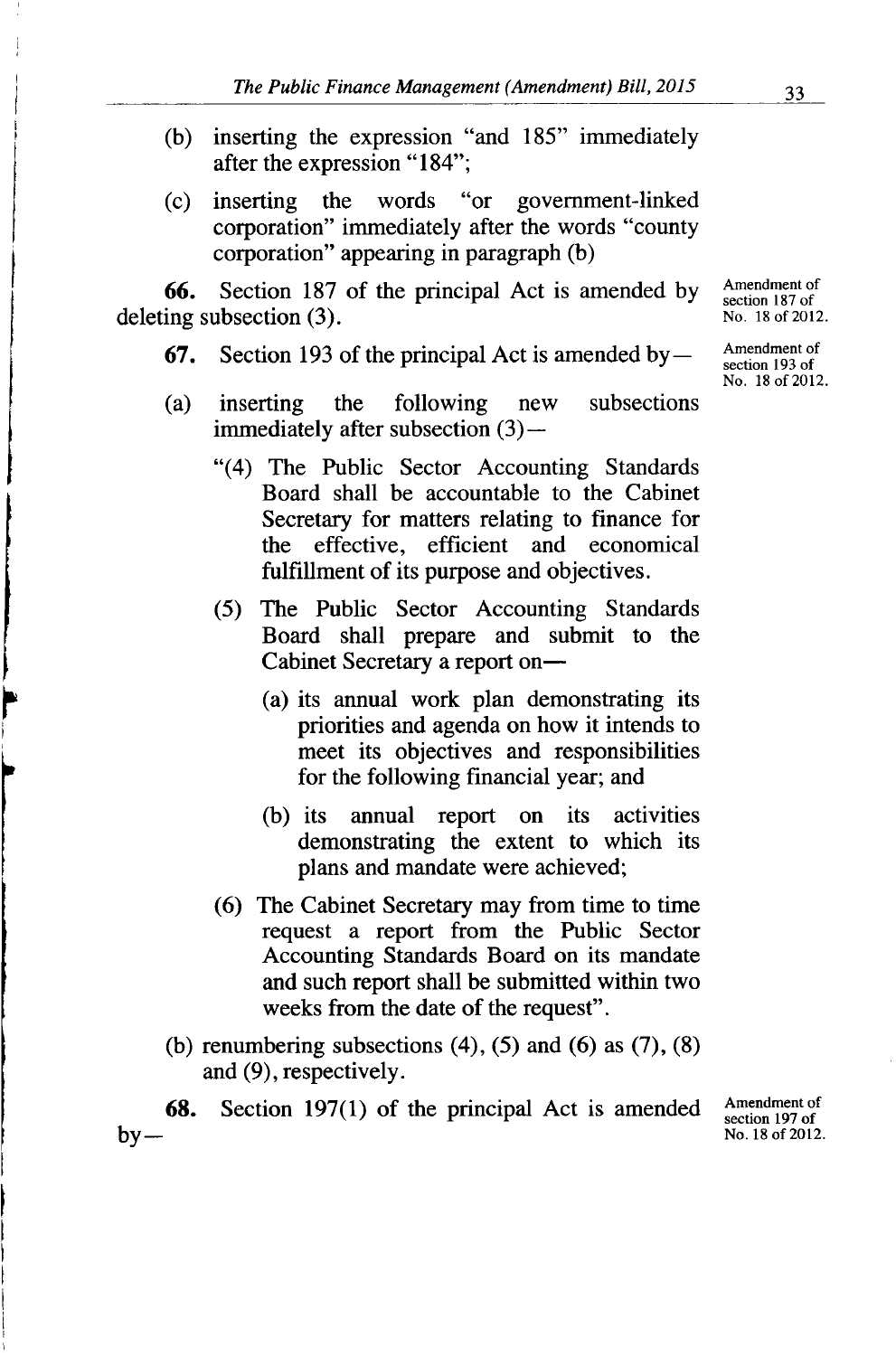(b) inserting the expression "and 185" immediately after the expression "184";

(c) inserting the words "or government-linked corporation" immediately after the words "county corporation" appearing in paragraph (b)

**66.** Section 187 of the principal Act is amended by deleting subsection (3).

Amendment of section 187 of No. 18 of 2012.

**67.** Section 193 of the principal Act is amended by—

Amendment of section 193 of No. 18 of 2012.

(a) inserting the following new subsections immediately after subsection (3)—

"(4) The Public Sector Accounting Standards Board shall be accountable to the Cabinet Secretary for matters relating to finance for the effective, efficient and economical fulfillment of its purpose and objectives.

(5) The Public Sector Accounting Standards Board shall prepare and submit to the Cabinet Secretary a report on—

(a) its annual work plan demonstrating its priorities and agenda on how it intends to meet its objectives and responsibilities for the following financial year; and

(b) its annual report on its activities demonstrating the extent to which its plans and mandate were achieved;

(6) The Cabinet Secretary may from time to time request a report from the Public Sector Accounting Standards Board on its mandate and such report shall be submitted within two weeks from the date of the request".

(b) renumbering subsections (4), (5) and (6) as (7), (8) and (9), respectively.

**68.** Section 197(1) of the principal Act is amended by—

Amendment of section 197 of No. 18 of 2012.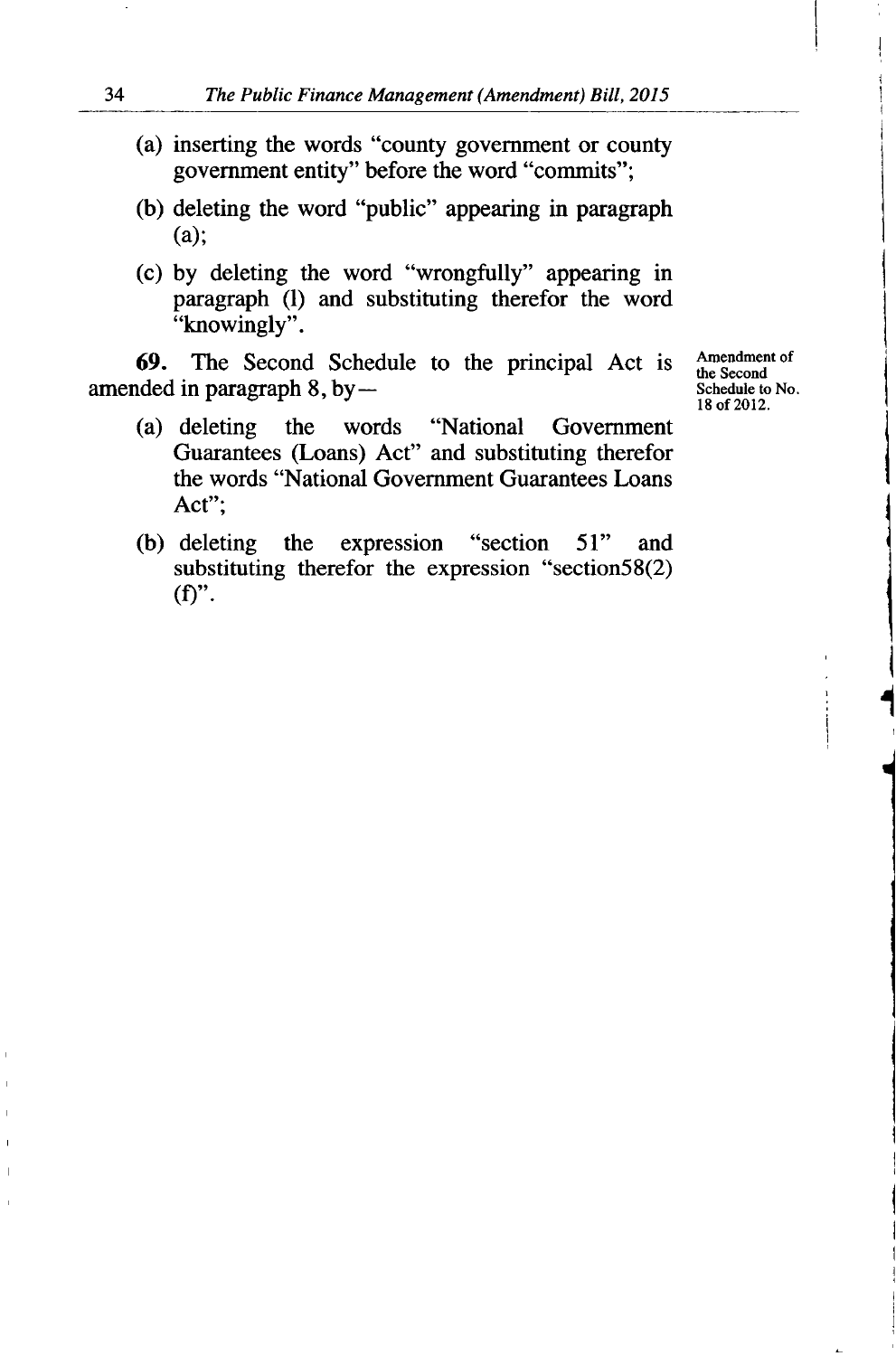(a) inserting the words "county government or county government entity" before the word "commits";

(b) deleting the word "public" appearing in paragraph (a);

(c) by deleting the word "wrongfully" appearing in paragraph (l) and substituting therefor the word "knowingly".

Amendment of the Second Schedule to No. 18 of 2012.

**69.** The Second Schedule to the principal Act is amended in paragraph 8, by—

(a) deleting the words "National Government Guarantees (Loans) Act" and substituting therefor the words "National Government Guarantees Loans Act";

(b) deleting the expression "section 51" and substituting therefor the expression "section58(2)(f)".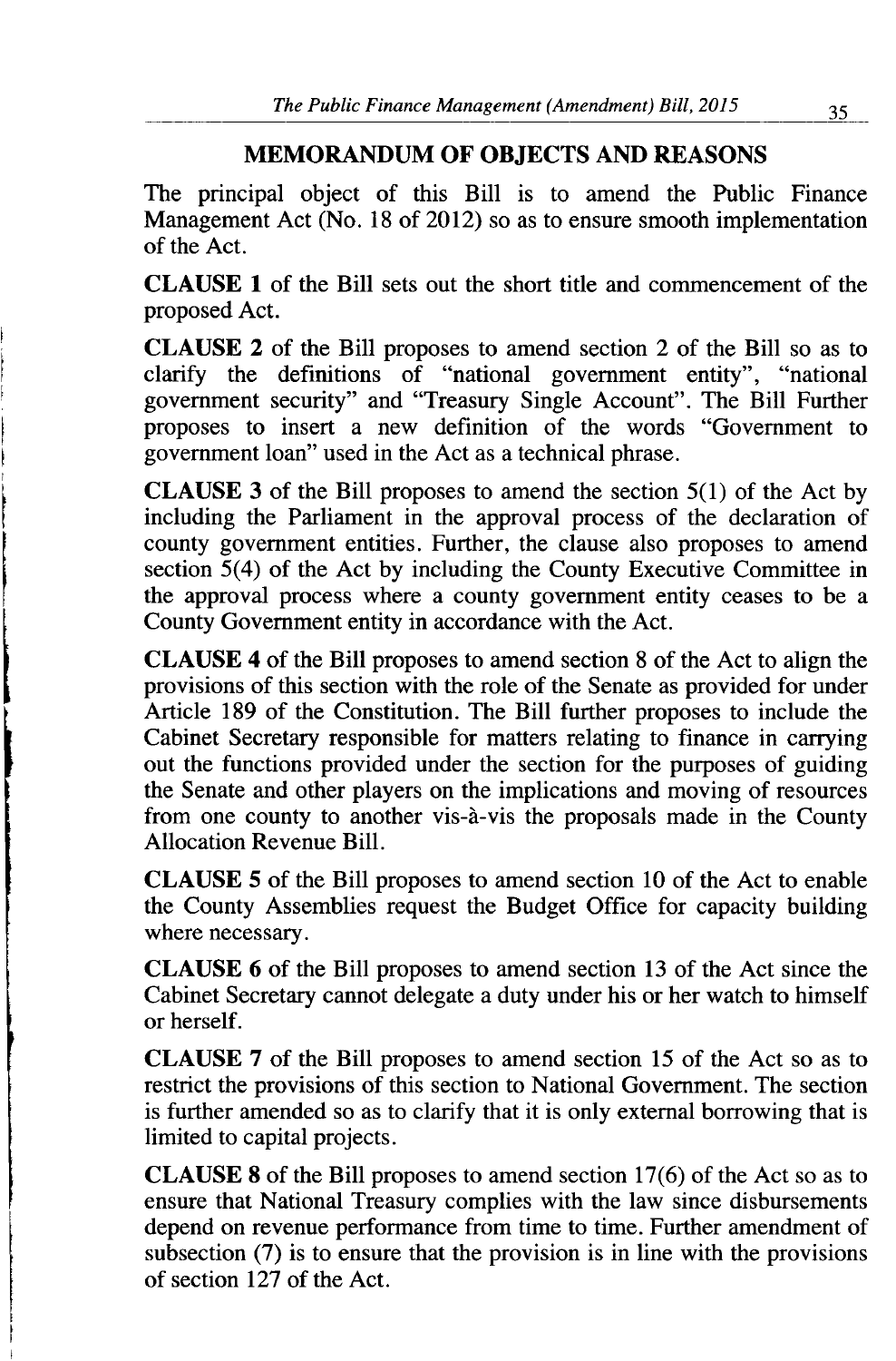## MEMORANDUM OF OBJECTS AND REASONS

The principal object of this Bill is to amend the Public Finance Management Act (No. 18 of 2012) so as to ensure smooth implementation of the Act.

**CLAUSE 1** of the Bill sets out the short title and commencement of the proposed Act.

**CLAUSE 2** of the Bill proposes to amend section 2 of the Bill so as to clarify the definitions of "national government entity", "national government security" and "Treasury Single Account". The Bill Further proposes to insert a new definition of the words "Government to government loan" used in the Act as a technical phrase.

**CLAUSE 3** of the Bill proposes to amend the section 5(1) of the Act by including the Parliament in the approval process of the declaration of county government entities. Further, the clause also proposes to amend section 5(4) of the Act by including the County Executive Committee in the approval process where a county government entity ceases to be a County Government entity in accordance with the Act.

**CLAUSE 4** of the Bill proposes to amend section 8 of the Act to align the provisions of this section with the role of the Senate as provided for under Article 189 of the Constitution. The Bill further proposes to include the Cabinet Secretary responsible for matters relating to finance in carrying out the functions provided under the section for the purposes of guiding the Senate and other players on the implications and moving of resources from one county to another vis-à-vis the proposals made in the County Allocation Revenue Bill.

**CLAUSE 5** of the Bill proposes to amend section 10 of the Act to enable the County Assemblies request the Budget Office for capacity building where necessary.

**CLAUSE 6** of the Bill proposes to amend section 13 of the Act since the Cabinet Secretary cannot delegate a duty under his or her watch to himself or herself.

**CLAUSE 7** of the Bill proposes to amend section 15 of the Act so as to restrict the provisions of this section to National Government. The section is further amended so as to clarify that it is only external borrowing that is limited to capital projects.

**CLAUSE 8** of the Bill proposes to amend section 17(6) of the Act so as to ensure that National Treasury complies with the law since disbursements depend on revenue performance from time to time. Further amendment of subsection (7) is to ensure that the provision is in line with the provisions of section 127 of the Act.